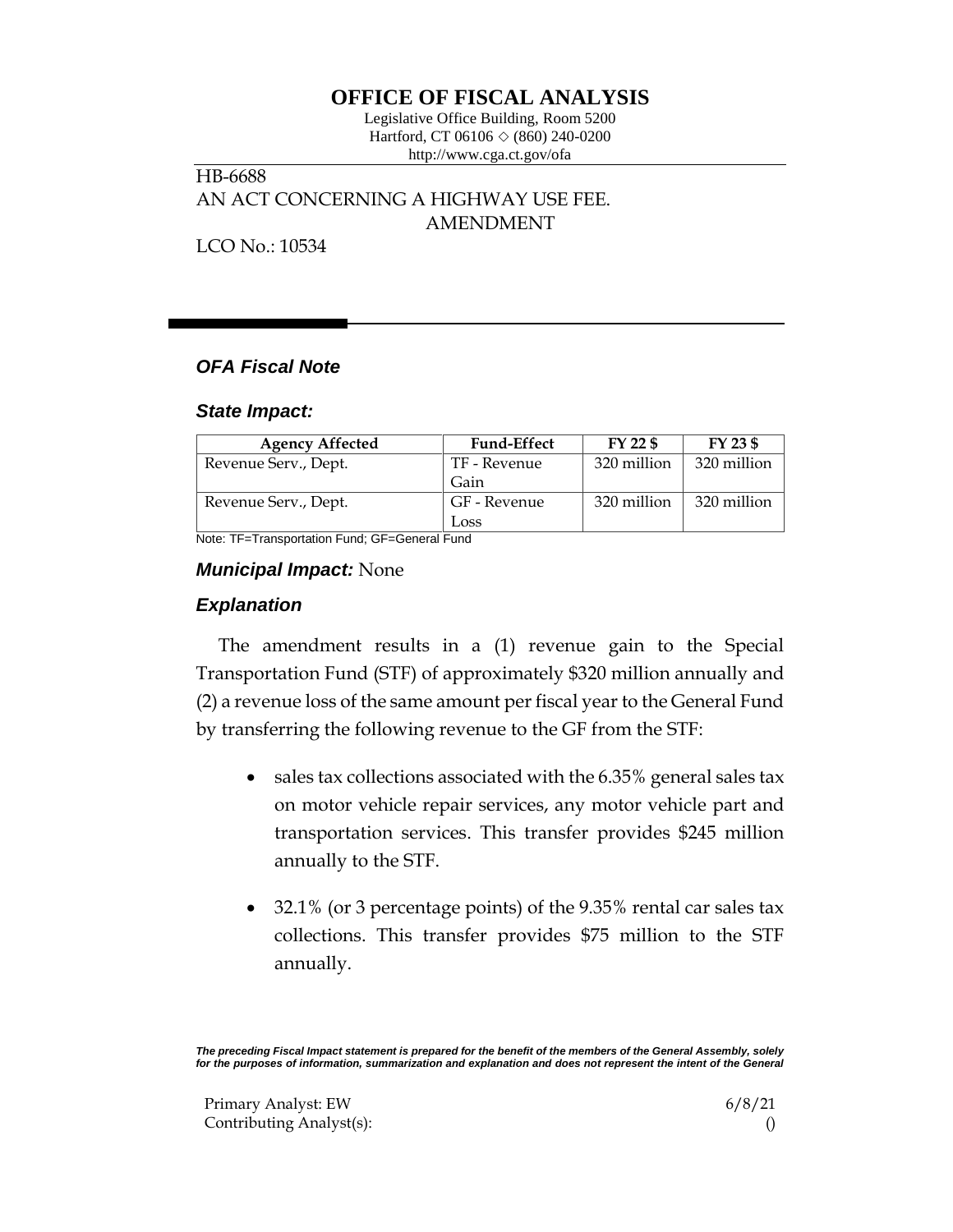# OFFICE OF FISCAL ANALYSIS

Legislative Office Building, Room 5200
Hartford, CT 06106 ◇ (860) 240-0200
http://www.cga.ct.gov/ofa

HB-6688
AN ACT CONCERNING A HIGHWAY USE FEE.
AMENDMENT

LCO No.: 10534

## *OFA Fiscal Note*

### *State Impact:*

| Agency Affected | Fund-Effect | FY 22 $ | FY 23 $ |
|---|---|---|---|
| Revenue Serv., Dept. | TF - Revenue Gain | 320 million | 320 million |
| Revenue Serv., Dept. | GF - Revenue Loss | 320 million | 320 million |

Note: TF=Transportation Fund; GF=General Fund

### *Municipal Impact:* None

### *Explanation*

The amendment results in a (1) revenue gain to the Special Transportation Fund (STF) of approximately $320 million annually and (2) a revenue loss of the same amount per fiscal year to the General Fund by transferring the following revenue to the GF from the STF:

- sales tax collections associated with the 6.35% general sales tax on motor vehicle repair services, any motor vehicle part and transportation services. This transfer provides $245 million annually to the STF.
- 32.1% (or 3 percentage points) of the 9.35% rental car sales tax collections. This transfer provides $75 million to the STF annually.

*The preceding Fiscal Impact statement is prepared for the benefit of the members of the General Assembly, solely for the purposes of information, summarization and explanation and does not represent the intent of the General*

Primary Analyst: EW 6/8/21
Contributing Analyst(s): ()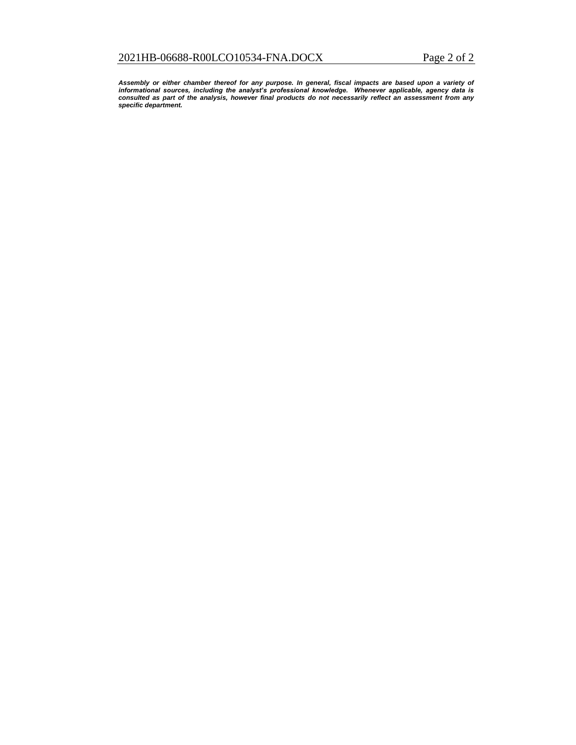***Assembly or either chamber thereof for any purpose. In general, fiscal impacts are based upon a variety of informational sources, including the analyst's professional knowledge. Whenever applicable, agency data is consulted as part of the analysis, however final products do not necessarily reflect an assessment from any specific department.***